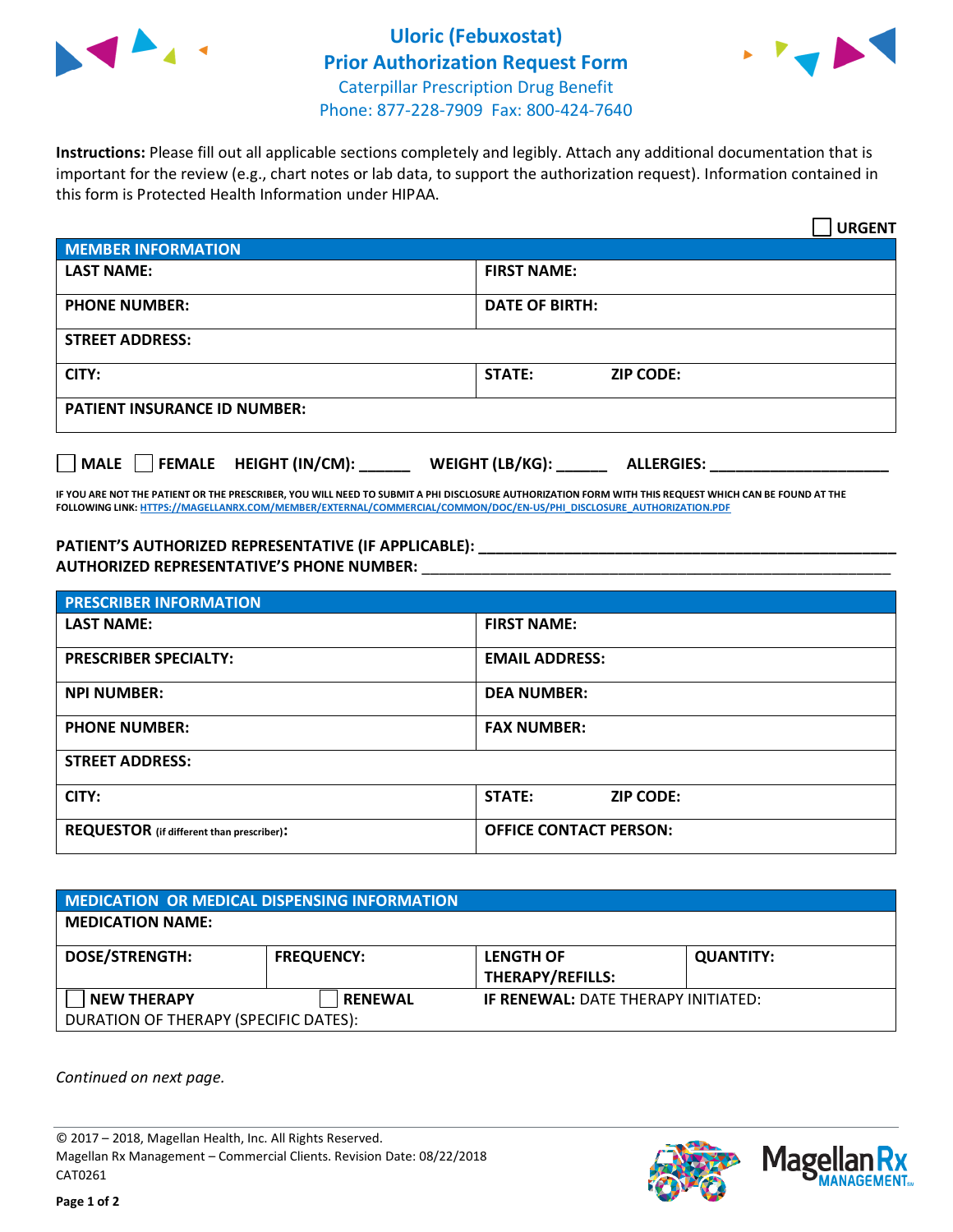# Uloric (Febuxostat) Prior Authorization Request Form

Caterpillar Prescription Drug Benefit
Phone: 877-228-7909 Fax: 800-424-7640

**Instructions:** Please fill out all applicable sections completely and legibly. Attach any additional documentation that is important for the review (e.g., chart notes or lab data, to support the authorization request). Information contained in this form is Protected Health Information under HIPAA.

☐ **URGENT**

| MEMBER INFORMATION | |
|---|---|
| **LAST NAME:** | **FIRST NAME:** |
| **PHONE NUMBER:** | **DATE OF BIRTH:** |
| **STREET ADDRESS:** | |
| **CITY:** | **STATE:** **ZIP CODE:** |
| **PATIENT INSURANCE ID NUMBER:** | |

☐ **MALE** ☐ **FEMALE** **HEIGHT (IN/CM):** ______ **WEIGHT (LB/KG):** ______ **ALLERGIES:** ____________________

**IF YOU ARE NOT THE PATIENT OR THE PRESCRIBER, YOU WILL NEED TO SUBMIT A PHI DISCLOSURE AUTHORIZATION FORM WITH THIS REQUEST WHICH CAN BE FOUND AT THE FOLLOWING LINK: HTTPS://MAGELLANRX.COM/MEMBER/EXTERNAL/COMMERCIAL/COMMON/DOC/EN-US/PHI_DISCLOSURE_AUTHORIZATION.PDF**

**PATIENT'S AUTHORIZED REPRESENTATIVE (IF APPLICABLE):** ____________________________________________

**AUTHORIZED REPRESENTATIVE'S PHONE NUMBER:** ____________________________________________

| PRESCRIBER INFORMATION | |
|---|---|
| **LAST NAME:** | **FIRST NAME:** |
| **PRESCRIBER SPECIALTY:** | **EMAIL ADDRESS:** |
| **NPI NUMBER:** | **DEA NUMBER:** |
| **PHONE NUMBER:** | **FAX NUMBER:** |
| **STREET ADDRESS:** | |
| **CITY:** | **STATE:** **ZIP CODE:** |
| **REQUESTOR** (if different than prescriber)**:** | **OFFICE CONTACT PERSON:** |

| MEDICATION OR MEDICAL DISPENSING INFORMATION | | | |
|---|---|---|---|
| **MEDICATION NAME:** | | | |
| **DOSE/STRENGTH:** | **FREQUENCY:** | **LENGTH OF THERAPY/REFILLS:** | **QUANTITY:** |
| ☐ **NEW THERAPY** | ☐ **RENEWAL** | **IF RENEWAL:** DATE THERAPY INITIATED: | |
| DURATION OF THERAPY (SPECIFIC DATES): | | | |

*Continued on next page.*

© 2017 – 2018, Magellan Health, Inc. All Rights Reserved.
Magellan Rx Management – Commercial Clients. Revision Date: 08/22/2018
CAT0261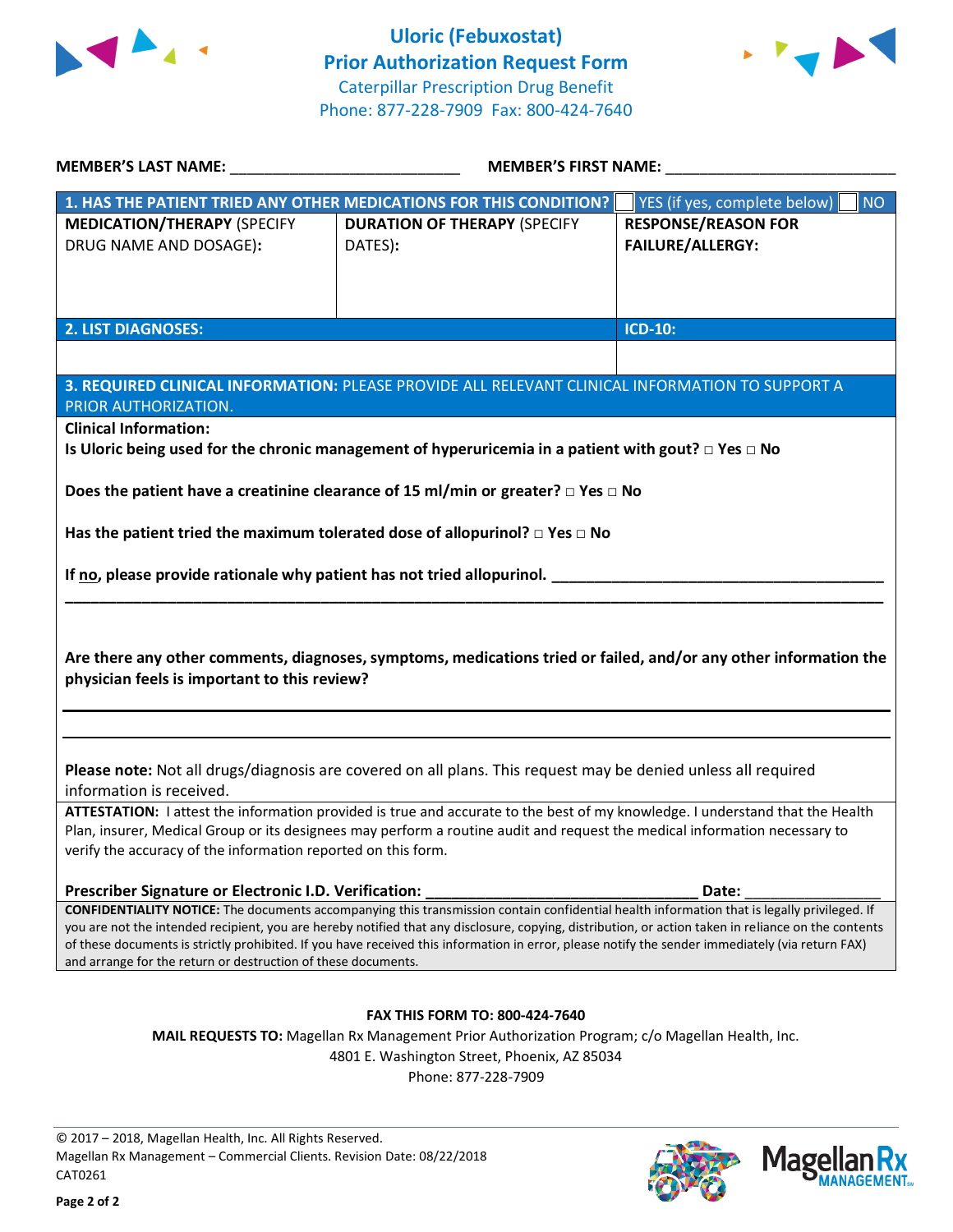# Uloric (Febuxostat) Prior Authorization Request Form

Caterpillar Prescription Drug Benefit
Phone: 877-228-7909 Fax: 800-424-7640

**MEMBER'S LAST NAME:** ___________________________ **MEMBER'S FIRST NAME:** ___________________________

**1. HAS THE PATIENT TRIED ANY OTHER MEDICATIONS FOR THIS CONDITION?** ☐ YES (if yes, complete below) ☐ NO

| **MEDICATION/THERAPY** (SPECIFY DRUG NAME AND DOSAGE): | **DURATION OF THERAPY** (SPECIFY DATES): | **RESPONSE/REASON FOR FAILURE/ALLERGY:** |
|---|---|---|
| | | |

| **2. LIST DIAGNOSES:** | **ICD-10:** |
|---|---|
| | |

**3. REQUIRED CLINICAL INFORMATION:** PLEASE PROVIDE ALL RELEVANT CLINICAL INFORMATION TO SUPPORT A PRIOR AUTHORIZATION.

**Clinical Information:**

**Is Uloric being used for the chronic management of hyperuricemia in a patient with gout?** ☐ **Yes** ☐ **No**

**Does the patient have a creatinine clearance of 15 ml/min or greater?** ☐ **Yes** ☐ **No**

**Has the patient tried the maximum tolerated dose of allopurinol?** ☐ **Yes** ☐ **No**

**If no, please provide rationale why patient has not tried allopurinol.** ______________________________________

_____________________________________________________________________________________________

**Are there any other comments, diagnoses, symptoms, medications tried or failed, and/or any other information the physician feels is important to this review?**

_____________________________________________________________________________________________

_____________________________________________________________________________________________

**Please note:** Not all drugs/diagnosis are covered on all plans. This request may be denied unless all required information is received.

**ATTESTATION:** I attest the information provided is true and accurate to the best of my knowledge. I understand that the Health Plan, insurer, Medical Group or its designees may perform a routine audit and request the medical information necessary to verify the accuracy of the information reported on this form.

**Prescriber Signature or Electronic I.D. Verification:** ________________________________ **Date:** _______________

**CONFIDENTIALITY NOTICE:** The documents accompanying this transmission contain confidential health information that is legally privileged. If you are not the intended recipient, you are hereby notified that any disclosure, copying, distribution, or action taken in reliance on the contents of these documents is strictly prohibited. If you have received this information in error, please notify the sender immediately (via return FAX) and arrange for the return or destruction of these documents.

**FAX THIS FORM TO: 800-424-7640**

**MAIL REQUESTS TO:** Magellan Rx Management Prior Authorization Program; c/o Magellan Health, Inc.
4801 E. Washington Street, Phoenix, AZ 85034
Phone: 877-228-7909

© 2017 – 2018, Magellan Health, Inc. All Rights Reserved.
Magellan Rx Management – Commercial Clients. Revision Date: 08/22/2018
CAT0261